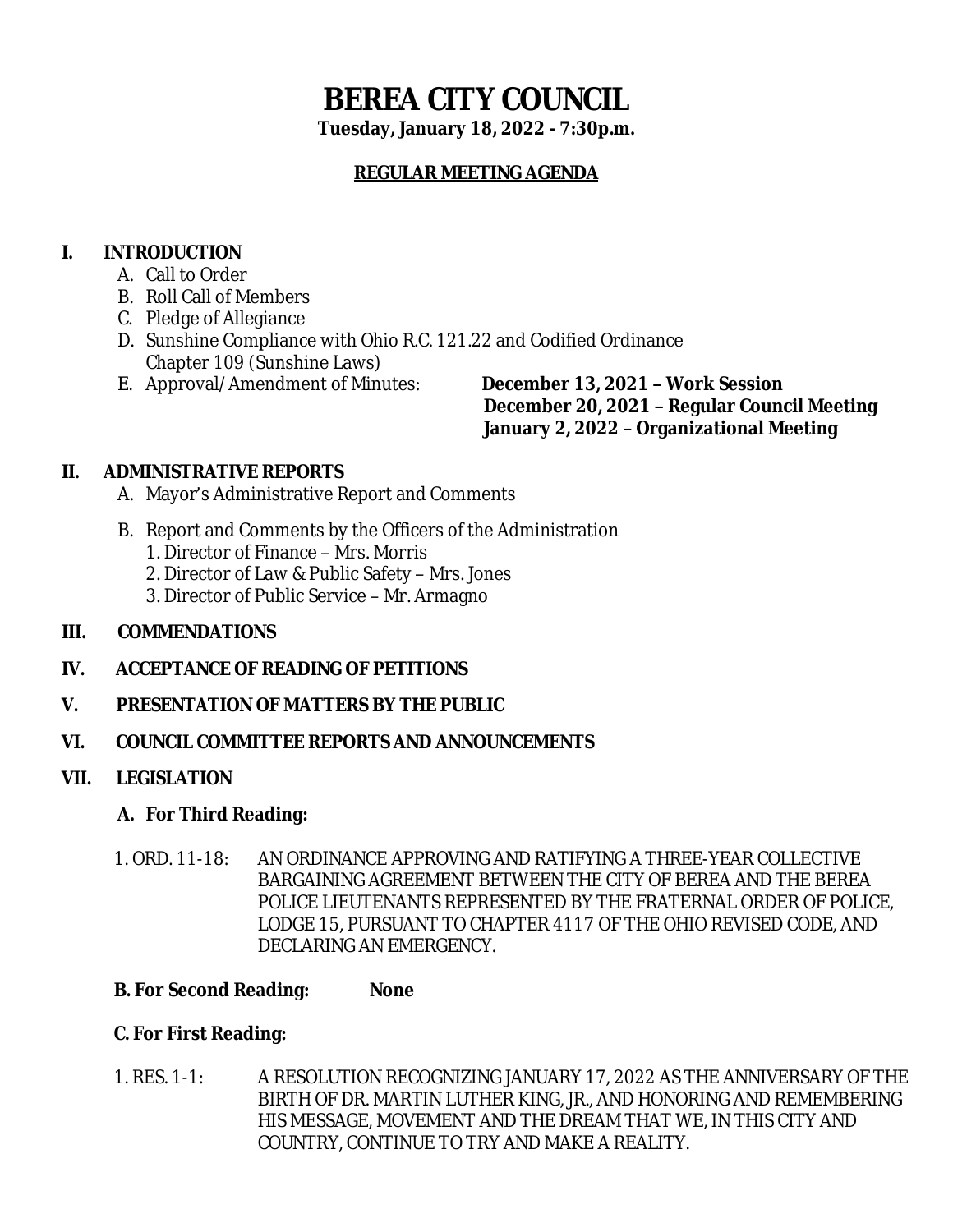# BEREA CITY COUNCIL

**Tuesday, January 18, 2022 - 7:30p.m.**

**REGULAR MEETING AGENDA**

## I. INTRODUCTION

A. Call to Order

B. Roll Call of Members

C. Pledge of Allegiance

D. Sunshine Compliance with Ohio R.C. 121.22 and Codified Ordinance Chapter 109 (Sunshine Laws)

E. Approval/Amendment of Minutes: **December 13, 2021 – Work Session**
**December 20, 2021 – Regular Council Meeting**
**January 2, 2022 – Organizational Meeting**

## II. ADMINISTRATIVE REPORTS

A. Mayor's Administrative Report and Comments

B. Report and Comments by the Officers of the Administration

1. Director of Finance – Mrs. Morris
2. Director of Law & Public Safety – Mrs. Jones
3. Director of Public Service – Mr. Armagno

## III. COMMENDATIONS

## IV. ACCEPTANCE OF READING OF PETITIONS

## V. PRESENTATION OF MATTERS BY THE PUBLIC

## VI. COUNCIL COMMITTEE REPORTS AND ANNOUNCEMENTS

## VII. LEGISLATION

### A. For Third Reading:

1. ORD. 11-18: AN ORDINANCE APPROVING AND RATIFYING A THREE-YEAR COLLECTIVE BARGAINING AGREEMENT BETWEEN THE CITY OF BEREA AND THE BEREA POLICE LIEUTENANTS REPRESENTED BY THE FRATERNAL ORDER OF POLICE, LODGE 15, PURSUANT TO CHAPTER 4117 OF THE OHIO REVISED CODE, AND DECLARING AN EMERGENCY.

### B. For Second Reading: None

### C. For First Reading:

1. RES. 1-1: A RESOLUTION RECOGNIZING JANUARY 17, 2022 AS THE ANNIVERSARY OF THE BIRTH OF DR. MARTIN LUTHER KING, JR., AND HONORING AND REMEMBERING HIS MESSAGE, MOVEMENT AND THE DREAM THAT WE, IN THIS CITY AND COUNTRY, CONTINUE TO TRY AND MAKE A REALITY.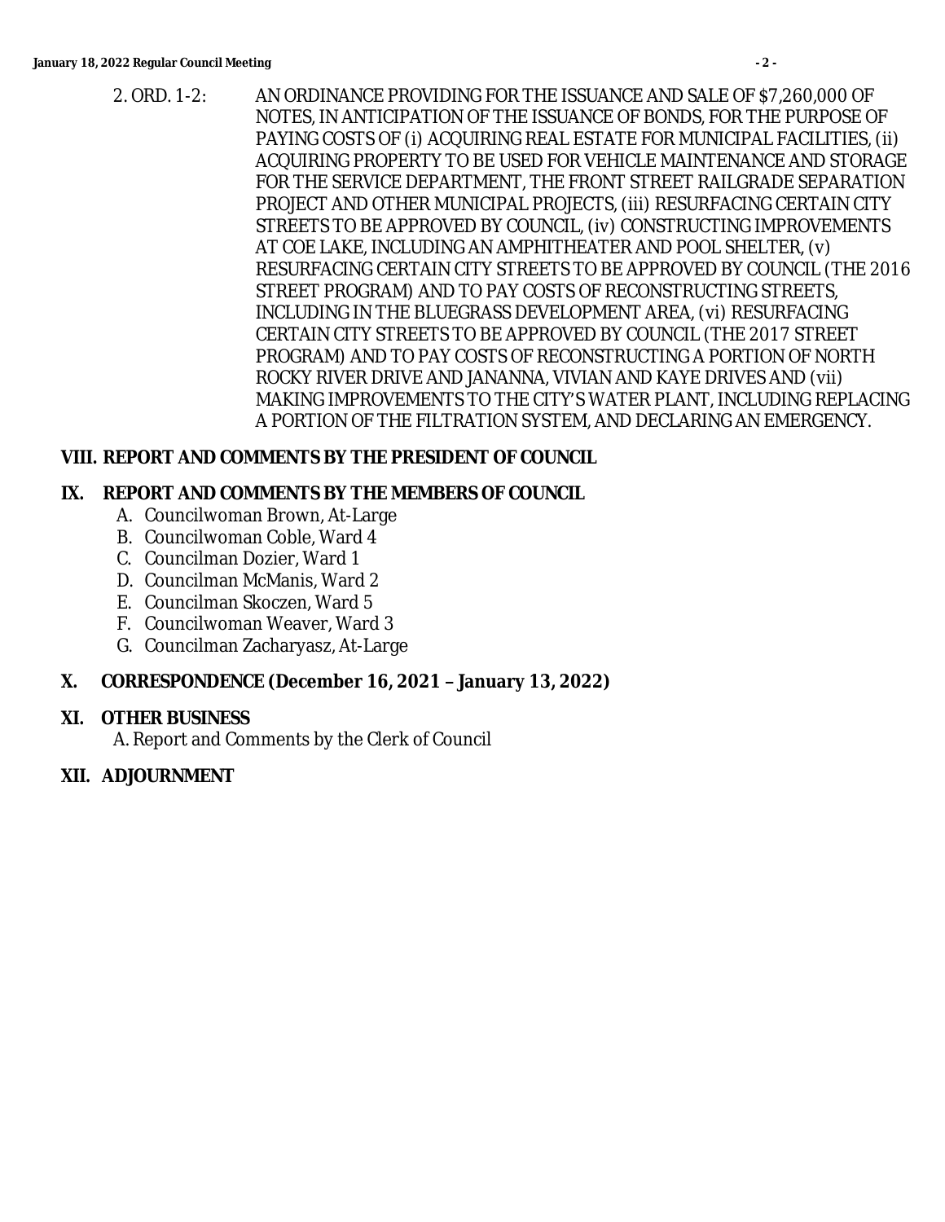2. ORD. 1-2: AN ORDINANCE PROVIDING FOR THE ISSUANCE AND SALE OF $7,260,000 OF NOTES, IN ANTICIPATION OF THE ISSUANCE OF BONDS, FOR THE PURPOSE OF PAYING COSTS OF (i) ACQUIRING REAL ESTATE FOR MUNICIPAL FACILITIES, (ii) ACQUIRING PROPERTY TO BE USED FOR VEHICLE MAINTENANCE AND STORAGE FOR THE SERVICE DEPARTMENT, THE FRONT STREET RAILGRADE SEPARATION PROJECT AND OTHER MUNICIPAL PROJECTS, (iii) RESURFACING CERTAIN CITY STREETS TO BE APPROVED BY COUNCIL, (iv) CONSTRUCTING IMPROVEMENTS AT COE LAKE, INCLUDING AN AMPHITHEATER AND POOL SHELTER, (v) RESURFACING CERTAIN CITY STREETS TO BE APPROVED BY COUNCIL (THE 2016 STREET PROGRAM) AND TO PAY COSTS OF RECONSTRUCTING STREETS, INCLUDING IN THE BLUEGRASS DEVELOPMENT AREA, (vi) RESURFACING CERTAIN CITY STREETS TO BE APPROVED BY COUNCIL (THE 2017 STREET PROGRAM) AND TO PAY COSTS OF RECONSTRUCTING A PORTION OF NORTH ROCKY RIVER DRIVE AND JANANNA, VIVIAN AND KAYE DRIVES AND (vii) MAKING IMPROVEMENTS TO THE CITY'S WATER PLANT, INCLUDING REPLACING A PORTION OF THE FILTRATION SYSTEM, AND DECLARING AN EMERGENCY.

## VIII. REPORT AND COMMENTS BY THE PRESIDENT OF COUNCIL

## IX. REPORT AND COMMENTS BY THE MEMBERS OF COUNCIL

A. Councilwoman Brown, At-Large
B. Councilwoman Coble, Ward 4
C. Councilman Dozier, Ward 1
D. Councilman McManis, Ward 2
E. Councilman Skoczen, Ward 5
F. Councilwoman Weaver, Ward 3
G. Councilman Zacharyasz, At-Large

## X. CORRESPONDENCE (December 16, 2021 – January 13, 2022)

## XI. OTHER BUSINESS

A. Report and Comments by the Clerk of Council

## XII. ADJOURNMENT